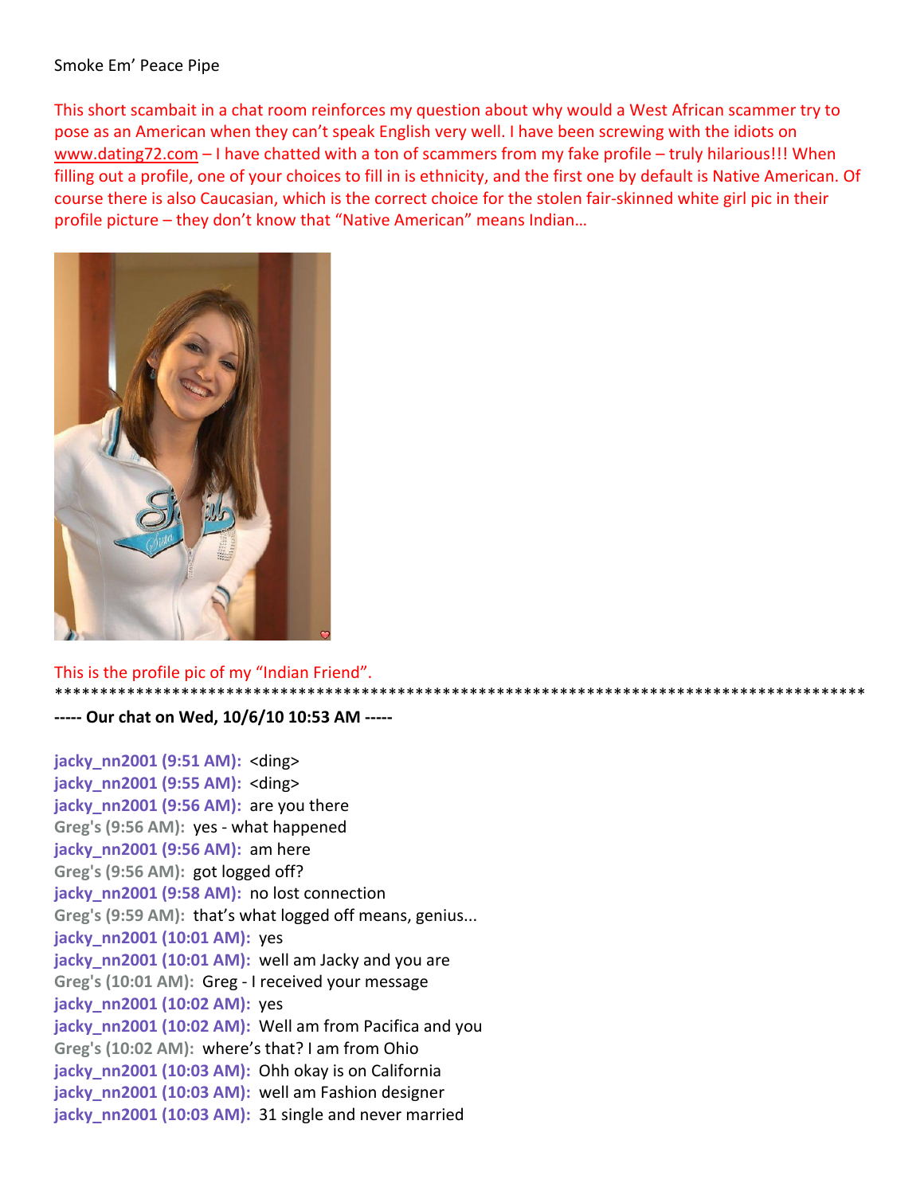Smoke Em' Peace Pipe

This short scambait in a chat room reinforces my question about why would a West African scammer try to pose as an American when they can't speak English very well. I have been screwing with the idiots on www.dating72.com – I have chatted with a ton of scammers from my fake profile – truly hilarious!!! When filling out a profile, one of your choices to fill in is ethnicity, and the first one by default is Native American. Of course there is also Caucasian, which is the correct choice for the stolen fair-skinned white girl pic in their profile picture – they don't know that "Native American" means Indian…

This is the profile pic of my "Indian Friend".

*******************************************************************************************

**----- Our chat on Wed, 10/6/10 10:53 AM -----**

**jacky_nn2001 (9:51 AM):** <ding>
**jacky_nn2001 (9:55 AM):** <ding>
**jacky_nn2001 (9:56 AM):** are you there
**Greg's (9:56 AM):** yes - what happened
**jacky_nn2001 (9:56 AM):** am here
**Greg's (9:56 AM):** got logged off?
**jacky_nn2001 (9:58 AM):** no lost connection
**Greg's (9:59 AM):** that's what logged off means, genius...
**jacky_nn2001 (10:01 AM):** yes
**jacky_nn2001 (10:01 AM):** well am Jacky and you are
**Greg's (10:01 AM):** Greg - I received your message
**jacky_nn2001 (10:02 AM):** yes
**jacky_nn2001 (10:02 AM):** Well am from Pacifica and you
**Greg's (10:02 AM):** where's that? I am from Ohio
**jacky_nn2001 (10:03 AM):** Ohh okay is on California
**jacky_nn2001 (10:03 AM):** well am Fashion designer
**jacky_nn2001 (10:03 AM):** 31 single and never married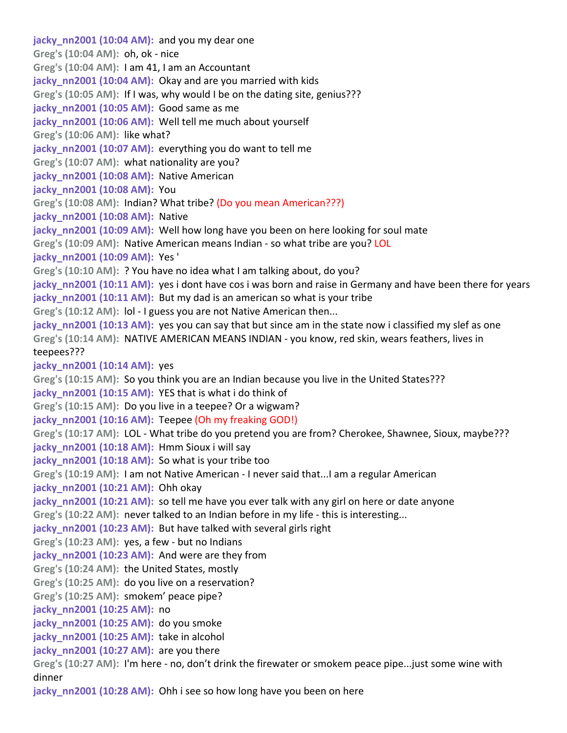**jacky_nn2001 (10:04 AM):** and you my dear one
**Greg's (10:04 AM):** oh, ok - nice
**Greg's (10:04 AM):** I am 41, I am an Accountant
**jacky_nn2001 (10:04 AM):** Okay and are you married with kids
**Greg's (10:05 AM):** If I was, why would I be on the dating site, genius???
**jacky_nn2001 (10:05 AM):** Good same as me
**jacky_nn2001 (10:06 AM):** Well tell me much about yourself
**Greg's (10:06 AM):** like what?
**jacky_nn2001 (10:07 AM):** everything you do want to tell me
**Greg's (10:07 AM):** what nationality are you?
**jacky_nn2001 (10:08 AM):** Native American
**jacky_nn2001 (10:08 AM):** You
**Greg's (10:08 AM):** Indian? What tribe? (Do you mean American???)
**jacky_nn2001 (10:08 AM):** Native
**jacky_nn2001 (10:09 AM):** Well how long have you been on here looking for soul mate
**Greg's (10:09 AM):** Native American means Indian - so what tribe are you? LOL
**jacky_nn2001 (10:09 AM):** Yes '
**Greg's (10:10 AM):** ? You have no idea what I am talking about, do you?
**jacky_nn2001 (10:11 AM):** yes i dont have cos i was born and raise in Germany and have been there for years
**jacky_nn2001 (10:11 AM):** But my dad is an american so what is your tribe
**Greg's (10:12 AM):** lol - I guess you are not Native American then...
**jacky_nn2001 (10:13 AM):** yes you can say that but since am in the state now i classified my slef as one
**Greg's (10:14 AM):** NATIVE AMERICAN MEANS INDIAN - you know, red skin, wears feathers, lives in teepees???
**jacky_nn2001 (10:14 AM):** yes
**Greg's (10:15 AM):** So you think you are an Indian because you live in the United States???
**jacky_nn2001 (10:15 AM):** YES that is what i do think of
**Greg's (10:15 AM):** Do you live in a teepee? Or a wigwam?
**jacky_nn2001 (10:16 AM):** Teepee (Oh my freaking GOD!)
**Greg's (10:17 AM):** LOL - What tribe do you pretend you are from? Cherokee, Shawnee, Sioux, maybe???
**jacky_nn2001 (10:18 AM):** Hmm Sioux i will say
**jacky_nn2001 (10:18 AM):** So what is your tribe too
**Greg's (10:19 AM):** I am not Native American - I never said that...I am a regular American
**jacky_nn2001 (10:21 AM):** Ohh okay
**jacky_nn2001 (10:21 AM):** so tell me have you ever talk with any girl on here or date anyone
**Greg's (10:22 AM):** never talked to an Indian before in my life - this is interesting...
**jacky_nn2001 (10:23 AM):** But have talked with several girls right
**Greg's (10:23 AM):** yes, a few - but no Indians
**jacky_nn2001 (10:23 AM):** And were are they from
**Greg's (10:24 AM):** the United States, mostly
**Greg's (10:25 AM):** do you live on a reservation?
**Greg's (10:25 AM):** smokem' peace pipe?
**jacky_nn2001 (10:25 AM):** no
**jacky_nn2001 (10:25 AM):** do you smoke
**jacky_nn2001 (10:25 AM):** take in alcohol
**jacky_nn2001 (10:27 AM):** are you there
**Greg's (10:27 AM):** I'm here - no, don't drink the firewater or smokem peace pipe...just some wine with dinner
**jacky_nn2001 (10:28 AM):** Ohh i see so how long have you been on here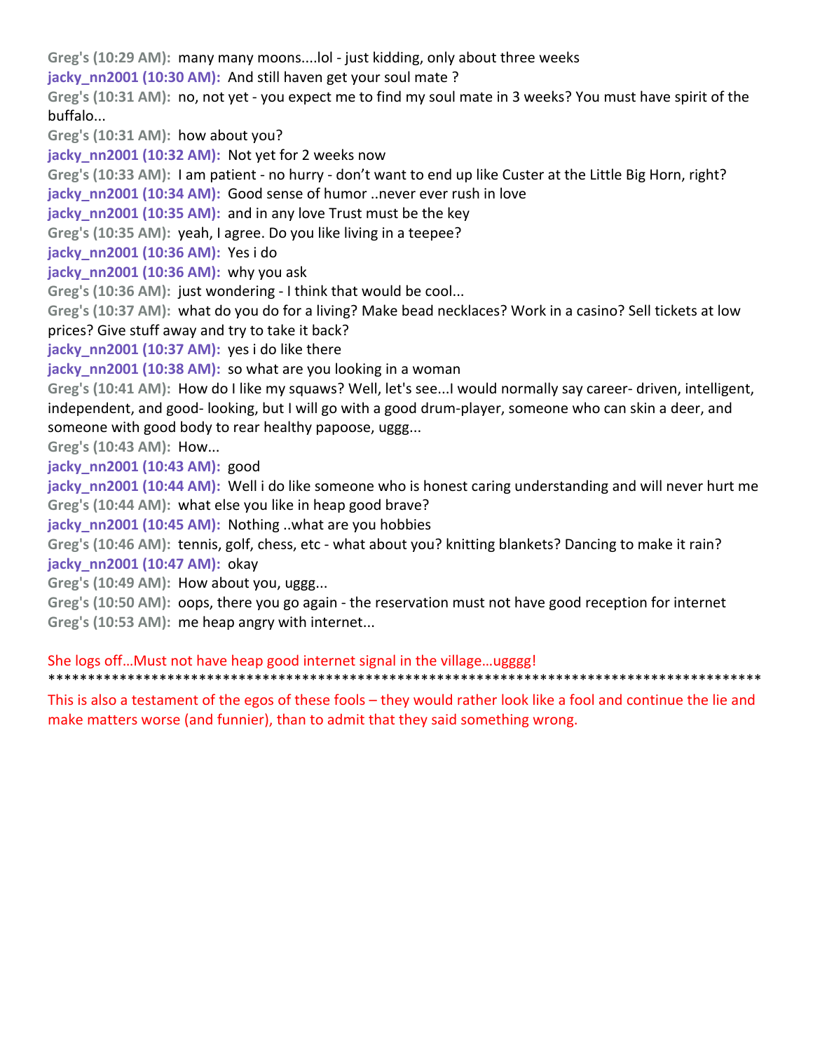**Greg's (10:29 AM):** many many moons....lol - just kidding, only about three weeks
**jacky_nn2001 (10:30 AM):** And still haven get your soul mate ?
**Greg's (10:31 AM):** no, not yet - you expect me to find my soul mate in 3 weeks? You must have spirit of the buffalo...
**Greg's (10:31 AM):** how about you?
**jacky_nn2001 (10:32 AM):** Not yet for 2 weeks now
**Greg's (10:33 AM):** I am patient - no hurry - don't want to end up like Custer at the Little Big Horn, right?
**jacky_nn2001 (10:34 AM):** Good sense of humor ..never ever rush in love
**jacky_nn2001 (10:35 AM):** and in any love Trust must be the key
**Greg's (10:35 AM):** yeah, I agree. Do you like living in a teepee?
**jacky_nn2001 (10:36 AM):** Yes i do
**jacky_nn2001 (10:36 AM):** why you ask
**Greg's (10:36 AM):** just wondering - I think that would be cool...
**Greg's (10:37 AM):** what do you do for a living? Make bead necklaces? Work in a casino? Sell tickets at low prices? Give stuff away and try to take it back?
**jacky_nn2001 (10:37 AM):** yes i do like there
**jacky_nn2001 (10:38 AM):** so what are you looking in a woman
**Greg's (10:41 AM):** How do I like my squaws? Well, let's see...I would normally say career- driven, intelligent, independent, and good- looking, but I will go with a good drum-player, someone who can skin a deer, and someone with good body to rear healthy papoose, uggg...
**Greg's (10:43 AM):** How...
**jacky_nn2001 (10:43 AM):** good
**jacky_nn2001 (10:44 AM):** Well i do like someone who is honest caring understanding and will never hurt me
**Greg's (10:44 AM):** what else you like in heap good brave?
**jacky_nn2001 (10:45 AM):** Nothing ..what are you hobbies
**Greg's (10:46 AM):** tennis, golf, chess, etc - what about you? knitting blankets? Dancing to make it rain?
**jacky_nn2001 (10:47 AM):** okay
**Greg's (10:49 AM):** How about you, uggg...
**Greg's (10:50 AM):** oops, there you go again - the reservation must not have good reception for internet
**Greg's (10:53 AM):** me heap angry with internet...

She logs off…Must not have heap good internet signal in the village…ugggg!

******************************************************************************************

This is also a testament of the egos of these fools – they would rather look like a fool and continue the lie and make matters worse (and funnier), than to admit that they said something wrong.